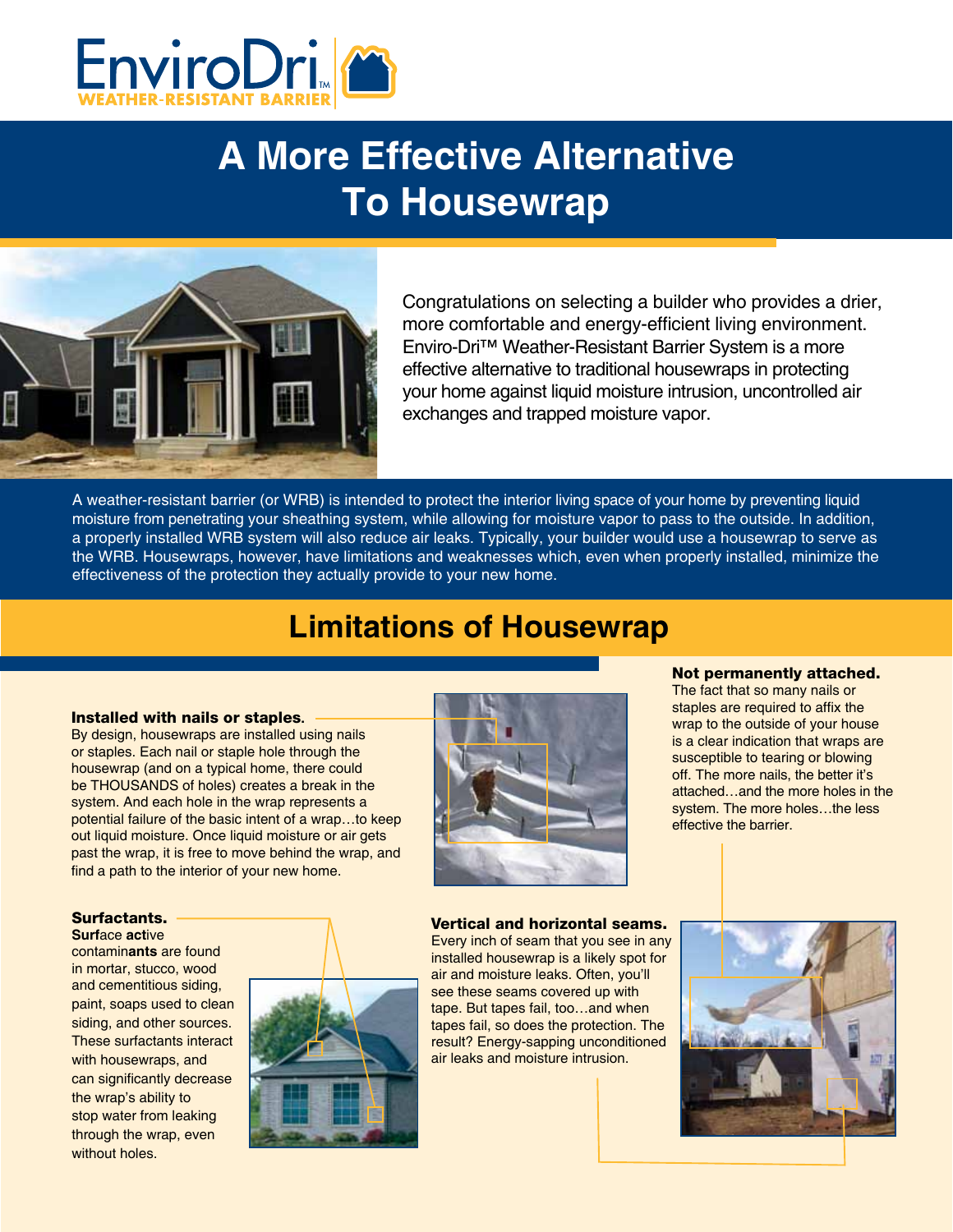EnviroDri™

WEATHER-RESISTANT BARRIER

# A More Effective Alternative To Housewrap

Congratulations on selecting a builder who provides a drier, more comfortable and energy-efficient living environment. Enviro-Dri™ Weather-Resistant Barrier System is a more effective alternative to traditional housewraps in protecting your home against liquid moisture intrusion, uncontrolled air exchanges and trapped moisture vapor.

A weather-resistant barrier (or WRB) is intended to protect the interior living space of your home by preventing liquid moisture from penetrating your sheathing system, while allowing for moisture vapor to pass to the outside. In addition, a properly installed WRB system will also reduce air leaks. Typically, your builder would use a housewrap to serve as the WRB. Housewraps, however, have limitations and weaknesses which, even when properly installed, minimize the effectiveness of the protection they actually provide to your new home.

## Limitations of Housewrap

**Installed with nails or staples.**
By design, housewraps are installed using nails or staples. Each nail or staple hole through the housewrap (and on a typical home, there could be THOUSANDS of holes) creates a break in the system. And each hole in the wrap represents a potential failure of the basic intent of a wrap…to keep out liquid moisture. Once liquid moisture or air gets past the wrap, it is free to move behind the wrap, and find a path to the interior of your new home.

**Not permanently attached.**
The fact that so many nails or staples are required to affix the wrap to the outside of your house is a clear indication that wraps are susceptible to tearing or blowing off. The more nails, the better it's attached…and the more holes in the system. The more holes…the less effective the barrier.

**Surfactants.**
**Surf**ace **act**ive contamin**ants** are found in mortar, stucco, wood and cementitious siding, paint, soaps used to clean siding, and other sources. These surfactants interact with housewraps, and can significantly decrease the wrap's ability to stop water from leaking through the wrap, even without holes.

**Vertical and horizontal seams.**
Every inch of seam that you see in any installed housewrap is a likely spot for air and moisture leaks. Often, you'll see these seams covered up with tape. But tapes fail, too…and when tapes fail, so does the protection. The result? Energy-sapping unconditioned air leaks and moisture intrusion.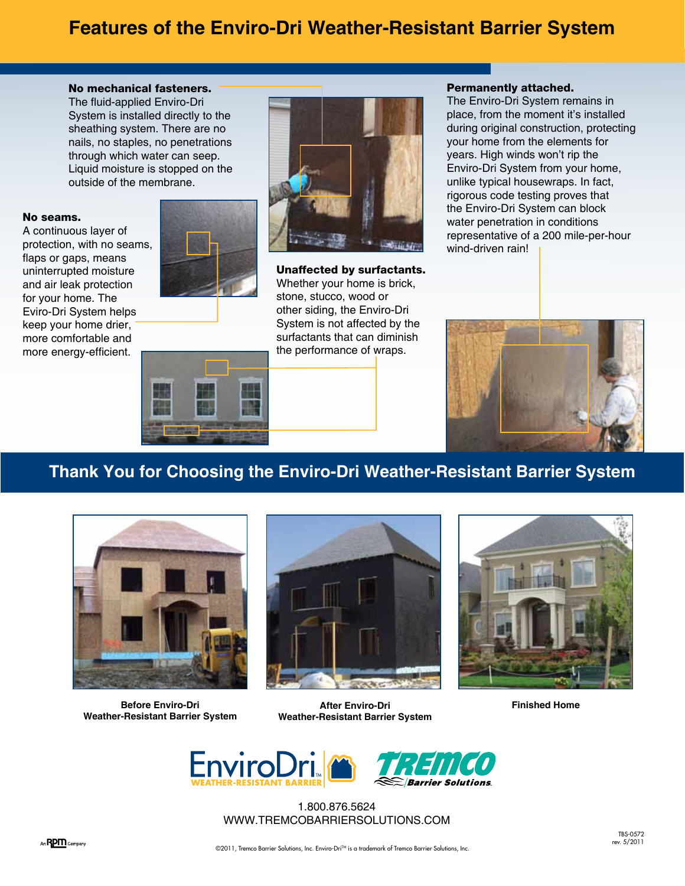# Features of the Enviro-Dri Weather-Resistant Barrier System

**No mechanical fasteners.**
The fluid-applied Enviro-Dri System is installed directly to the sheathing system. There are no nails, no staples, no penetrations through which water can seep. Liquid moisture is stopped on the outside of the membrane.

**No seams.**
A continuous layer of protection, with no seams, flaps or gaps, means uninterrupted moisture and air leak protection for your home. The Eviro-Dri System helps keep your home drier, more comfortable and more energy-efficient.

**Unaffected by surfactants.**
Whether your home is brick, stone, stucco, wood or other siding, the Enviro-Dri System is not affected by the surfactants that can diminish the performance of wraps.

**Permanently attached.**
The Enviro-Dri System remains in place, from the moment it's installed during original construction, protecting your home from the elements for years. High winds won't rip the Enviro-Dri System from your home, unlike typical housewraps. In fact, rigorous code testing proves that the Enviro-Dri System can block water penetration in conditions representative of a 200 mile-per-hour wind-driven rain!

## Thank You for Choosing the Enviro-Dri Weather-Resistant Barrier System

**Before Enviro-Dri Weather-Resistant Barrier System**

**After Enviro-Dri Weather-Resistant Barrier System**

**Finished Home**

EnviroDri™ WEATHER-RESISTANT BARRIER

TREMCO Barrier Solutions

1.800.876.5624
WWW.TREMCOBARRIERSOLUTIONS.COM

An RPM Company

©2011, Tremco Barrier Solutions, Inc. Enviro-Dri™ is a trademark of Tremco Barrier Solutions, Inc.

TBS-0572
rev. 5/2011